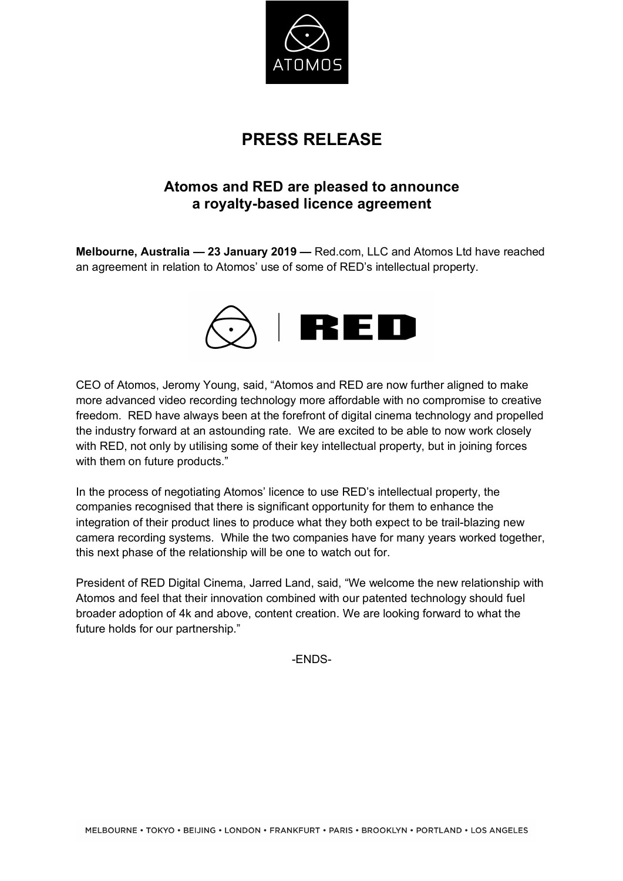# PRESS RELEASE

## Atomos and RED are pleased to announce a royalty-based licence agreement

**Melbourne, Australia — 23 January 2019 —** Red.com, LLC and Atomos Ltd have reached an agreement in relation to Atomos' use of some of RED's intellectual property.

CEO of Atomos, Jeromy Young, said, "Atomos and RED are now further aligned to make more advanced video recording technology more affordable with no compromise to creative freedom. RED have always been at the forefront of digital cinema technology and propelled the industry forward at an astounding rate. We are excited to be able to now work closely with RED, not only by utilising some of their key intellectual property, but in joining forces with them on future products."

In the process of negotiating Atomos' licence to use RED's intellectual property, the companies recognised that there is significant opportunity for them to enhance the integration of their product lines to produce what they both expect to be trail-blazing new camera recording systems. While the two companies have for many years worked together, this next phase of the relationship will be one to watch out for.

President of RED Digital Cinema, Jarred Land, said, "We welcome the new relationship with Atomos and feel that their innovation combined with our patented technology should fuel broader adoption of 4k and above, content creation. We are looking forward to what the future holds for our partnership."

-ENDS-

MELBOURNE • TOKYO • BEIJING • LONDON • FRANKFURT • PARIS • BROOKLYN • PORTLAND • LOS ANGELES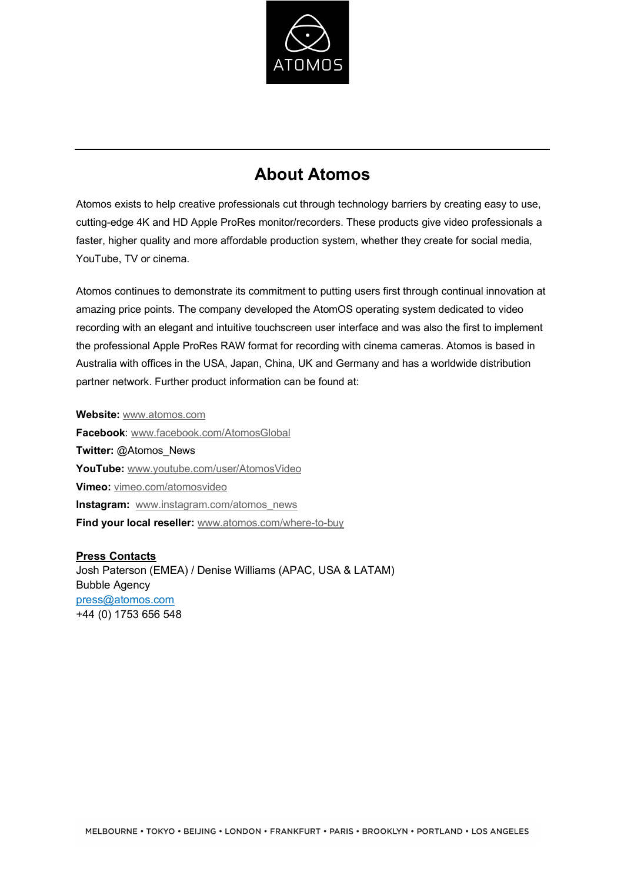## About Atomos

Atomos exists to help creative professionals cut through technology barriers by creating easy to use, cutting-edge 4K and HD Apple ProRes monitor/recorders. These products give video professionals a faster, higher quality and more affordable production system, whether they create for social media, YouTube, TV or cinema.

Atomos continues to demonstrate its commitment to putting users first through continual innovation at amazing price points. The company developed the AtomOS operating system dedicated to video recording with an elegant and intuitive touchscreen user interface and was also the first to implement the professional Apple ProRes RAW format for recording with cinema cameras. Atomos is based in Australia with offices in the USA, Japan, China, UK and Germany and has a worldwide distribution partner network. Further product information can be found at:

**Website:** www.atomos.com
**Facebook**: www.facebook.com/AtomosGlobal
**Twitter:** @Atomos_News
**YouTube:** www.youtube.com/user/AtomosVideo
**Vimeo:** vimeo.com/atomosvideo
**Instagram:** www.instagram.com/atomos_news
**Find your local reseller:** www.atomos.com/where-to-buy

**Press Contacts**
Josh Paterson (EMEA) / Denise Williams (APAC, USA & LATAM)
Bubble Agency
press@atomos.com
+44 (0) 1753 656 548

MELBOURNE • TOKYO • BEIJING • LONDON • FRANKFURT • PARIS • BROOKLYN • PORTLAND • LOS ANGELES